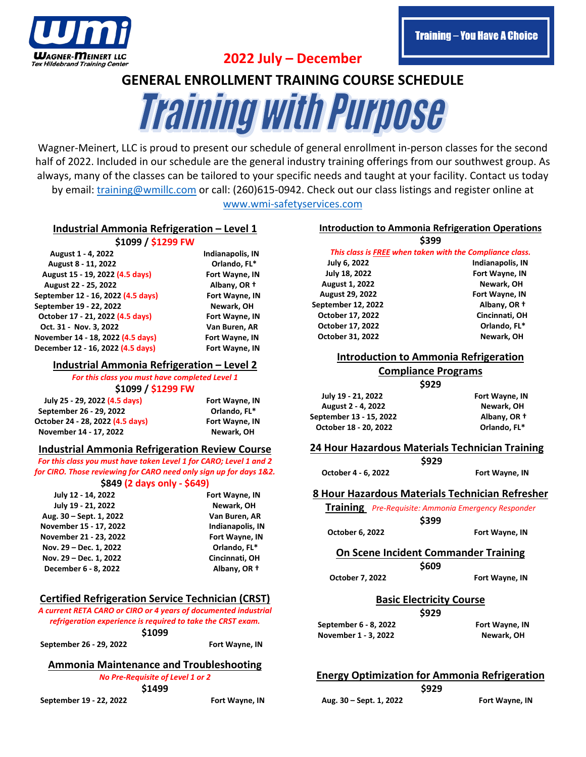**WMI**
**WAGNER-MEINERT LLC**
*Tex Hildebrand Training Center*

**2022 July – December**

**Training – You Have A Choice**

# GENERAL ENROLLMENT TRAINING COURSE SCHEDULE

# Training with Purpose

Wagner-Meinert, LLC is proud to present our schedule of general enrollment in-person classes for the second half of 2022. Included in our schedule are the general industry training offerings from our southwest group. As always, many of the classes can be tailored to your specific needs and taught at your facility. Contact us today by email: training@wmillc.com or call: (260)615-0942. Check out our class listings and register online at www.wmi-safetyservices.com

## Industrial Ammonia Refrigeration – Level 1

**$1099 / $1299 FW**

| Date | Location |
|---|---|
| August 1 - 4, 2022 | Indianapolis, IN |
| August 8 - 11, 2022 | Orlando, FL* |
| August 15 - 19, 2022 (4.5 days) | Fort Wayne, IN |
| August 22 - 25, 2022 | Albany, OR † |
| September 12 - 16, 2022 (4.5 days) | Fort Wayne, IN |
| September 19 - 22, 2022 | Newark, OH |
| October 17 - 21, 2022 (4.5 days) | Fort Wayne, IN |
| Oct. 31 - Nov. 3, 2022 | Van Buren, AR |
| November 14 - 18, 2022 (4.5 days) | Fort Wayne, IN |
| December 12 - 16, 2022 (4.5 days) | Fort Wayne, IN |

## Industrial Ammonia Refrigeration – Level 2

*For this class you must have completed Level 1*

**$1099 / $1299 FW**

| Date | Location |
|---|---|
| July 25 - 29, 2022 (4.5 days) | Fort Wayne, IN |
| September 26 - 29, 2022 | Orlando, FL* |
| October 24 - 28, 2022 (4.5 days) | Fort Wayne, IN |
| November 14 - 17, 2022 | Newark, OH |

## Industrial Ammonia Refrigeration Review Course

*For this class you must have taken Level 1 for CARO; Level 1 and 2 for CIRO. Those reviewing for CARO need only sign up for days 1&2.*

**$849 (2 days only - $649)**

| Date | Location |
|---|---|
| July 12 - 14, 2022 | Fort Wayne, IN |
| July 19 - 21, 2022 | Newark, OH |
| Aug. 30 – Sept. 1, 2022 | Van Buren, AR |
| November 15 - 17, 2022 | Indianapolis, IN |
| November 21 - 23, 2022 | Fort Wayne, IN |
| Nov. 29 – Dec. 1, 2022 | Orlando, FL* |
| Nov. 29 – Dec. 1, 2022 | Cincinnati, OH |
| December 6 - 8, 2022 | Albany, OR † |

## Certified Refrigeration Service Technician (CRST)

*A current RETA CARO or CIRO or 4 years of documented industrial refrigeration experience is required to take the CRST exam.*

**$1099**

| Date | Location |
|---|---|
| September 26 - 29, 2022 | Fort Wayne, IN |

## Ammonia Maintenance and Troubleshooting

*No Pre-Requisite of Level 1 or 2*

**$1499**

| Date | Location |
|---|---|
| September 19 - 22, 2022 | Fort Wayne, IN |

## Introduction to Ammonia Refrigeration Operations

**$399**

*This class is FREE when taken with the Compliance class.*

| Date | Location |
|---|---|
| July 6, 2022 | Indianapolis, IN |
| July 18, 2022 | Fort Wayne, IN |
| August 1, 2022 | Newark, OH |
| August 29, 2022 | Fort Wayne, IN |
| September 12, 2022 | Albany, OR † |
| October 17, 2022 | Cincinnati, OH |
| October 17, 2022 | Orlando, FL* |
| October 31, 2022 | Newark, OH |

## Introduction to Ammonia Refrigeration Compliance Programs

**$929**

| Date | Location |
|---|---|
| July 19 - 21, 2022 | Fort Wayne, IN |
| August 2 - 4, 2022 | Newark, OH |
| September 13 - 15, 2022 | Albany, OR † |
| October 18 - 20, 2022 | Orlando, FL* |

## 24 Hour Hazardous Materials Technician Training

**$929**

| Date | Location |
|---|---|
| October 4 - 6, 2022 | Fort Wayne, IN |

## 8 Hour Hazardous Materials Technician Refresher Training

*Pre-Requisite: Ammonia Emergency Responder*

**$399**

| Date | Location |
|---|---|
| October 6, 2022 | Fort Wayne, IN |

## On Scene Incident Commander Training

**$609**

| Date | Location |
|---|---|
| October 7, 2022 | Fort Wayne, IN |

## Basic Electricity Course

**$929**

| Date | Location |
|---|---|
| September 6 - 8, 2022 | Fort Wayne, IN |
| November 1 - 3, 2022 | Newark, OH |

## Energy Optimization for Ammonia Refrigeration

**$929**

| Date | Location |
|---|---|
| Aug. 30 – Sept. 1, 2022 | Fort Wayne, IN |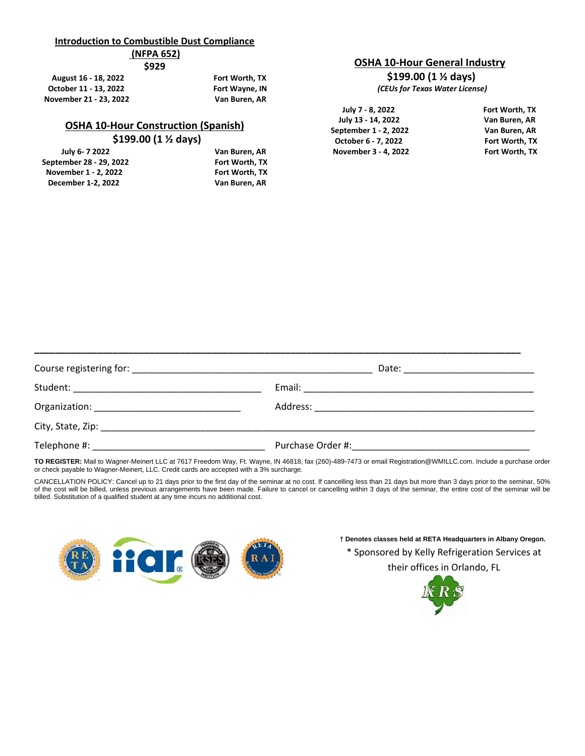## Introduction to Combustible Dust Compliance (NFPA 652)

**$929**

| | |
|---|---|
| August 16 - 18, 2022 | Fort Worth, TX |
| October 11 - 13, 2022 | Fort Wayne, IN |
| November 21 - 23, 2022 | Van Buren, AR |

## OSHA 10-Hour Construction (Spanish)

**$199.00 (1 ½ days)**

| | |
|---|---|
| July 6- 7 2022 | Van Buren, AR |
| September 28 - 29, 2022 | Fort Worth, TX |
| November 1 - 2, 2022 | Fort Worth, TX |
| December 1-2, 2022 | Van Buren, AR |

## OSHA 10-Hour General Industry

**$199.00 (1 ½ days)**

***(CEUs for Texas Water License)***

| | |
|---|---|
| July 7 - 8, 2022 | Fort Worth, TX |
| July 13 - 14, 2022 | Van Buren, AR |
| September 1 - 2, 2022 | Van Buren, AR |
| October 6 - 7, 2022 | Fort Worth, TX |
| November 3 - 4, 2022 | Fort Worth, TX |

---

Course registering for: ______________________________ Date: ____________________

Student: ______________________________ Email: ______________________________

Organization: ______________________________ Address: ______________________________

City, State, Zip: ____________________________________________________________

Telephone #: ______________________________ Purchase Order #: ______________________________

**TO REGISTER:** Mail to Wagner-Meinert LLC at 7617 Freedom Way, Ft. Wayne, IN 46818, fax (260)-489-7473 or email Registration@WMILLC.com. Include a purchase order or check payable to Wagner-Meinert, LLC. Credit cards are accepted with a 3% surcharge.

CANCELLATION POLICY: Cancel up to 21 days prior to the first day of the seminar at no cost. If cancelling less than 21 days but more than 3 days prior to the seminar, 50% of the cost will be billed, unless previous arrangements have been made. Failure to cancel or cancelling within 3 days of the seminar, the entire cost of the seminar will be billed. Substitution of a qualified student at any time incurs no additional cost.

**† Denotes classes held at RETA Headquarters in Albany Oregon.**

\* Sponsored by Kelly Refrigeration Services at their offices in Orlando, FL